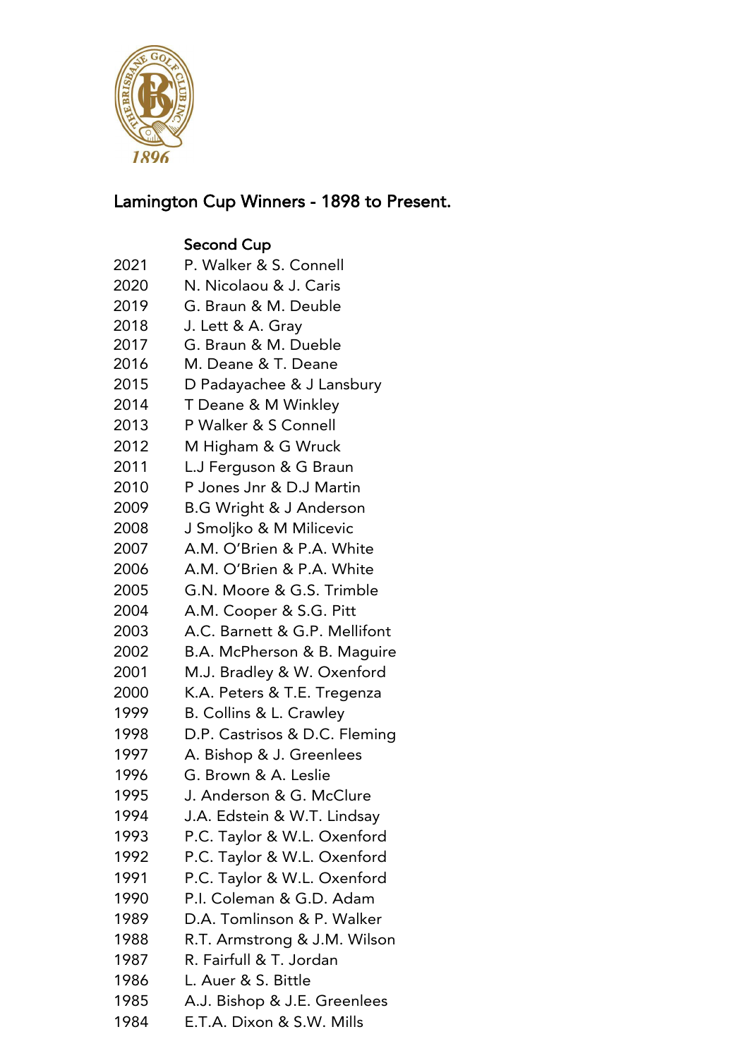# Lamington Cup Winners - 1898 to Present.

## Second Cup

| | |
|---|---|
| 2021 | P. Walker & S. Connell |
| 2020 | N. Nicolaou & J. Caris |
| 2019 | G. Braun & M. Deuble |
| 2018 | J. Lett & A. Gray |
| 2017 | G. Braun & M. Dueble |
| 2016 | M. Deane & T. Deane |
| 2015 | D Padayachee & J Lansbury |
| 2014 | T Deane & M Winkley |
| 2013 | P Walker & S Connell |
| 2012 | M Higham & G Wruck |
| 2011 | L.J Ferguson & G Braun |
| 2010 | P Jones Jnr & D.J Martin |
| 2009 | B.G Wright & J Anderson |
| 2008 | J Smoljko & M Milicevic |
| 2007 | A.M. O'Brien & P.A. White |
| 2006 | A.M. O'Brien & P.A. White |
| 2005 | G.N. Moore & G.S. Trimble |
| 2004 | A.M. Cooper & S.G. Pitt |
| 2003 | A.C. Barnett & G.P. Mellifont |
| 2002 | B.A. McPherson & B. Maguire |
| 2001 | M.J. Bradley & W. Oxenford |
| 2000 | K.A. Peters & T.E. Tregenza |
| 1999 | B. Collins & L. Crawley |
| 1998 | D.P. Castrisos & D.C. Fleming |
| 1997 | A. Bishop & J. Greenlees |
| 1996 | G. Brown & A. Leslie |
| 1995 | J. Anderson & G. McClure |
| 1994 | J.A. Edstein & W.T. Lindsay |
| 1993 | P.C. Taylor & W.L. Oxenford |
| 1992 | P.C. Taylor & W.L. Oxenford |
| 1991 | P.C. Taylor & W.L. Oxenford |
| 1990 | P.I. Coleman & G.D. Adam |
| 1989 | D.A. Tomlinson & P. Walker |
| 1988 | R.T. Armstrong & J.M. Wilson |
| 1987 | R. Fairfull & T. Jordan |
| 1986 | L. Auer & S. Bittle |
| 1985 | A.J. Bishop & J.E. Greenlees |
| 1984 | E.T.A. Dixon & S.W. Mills |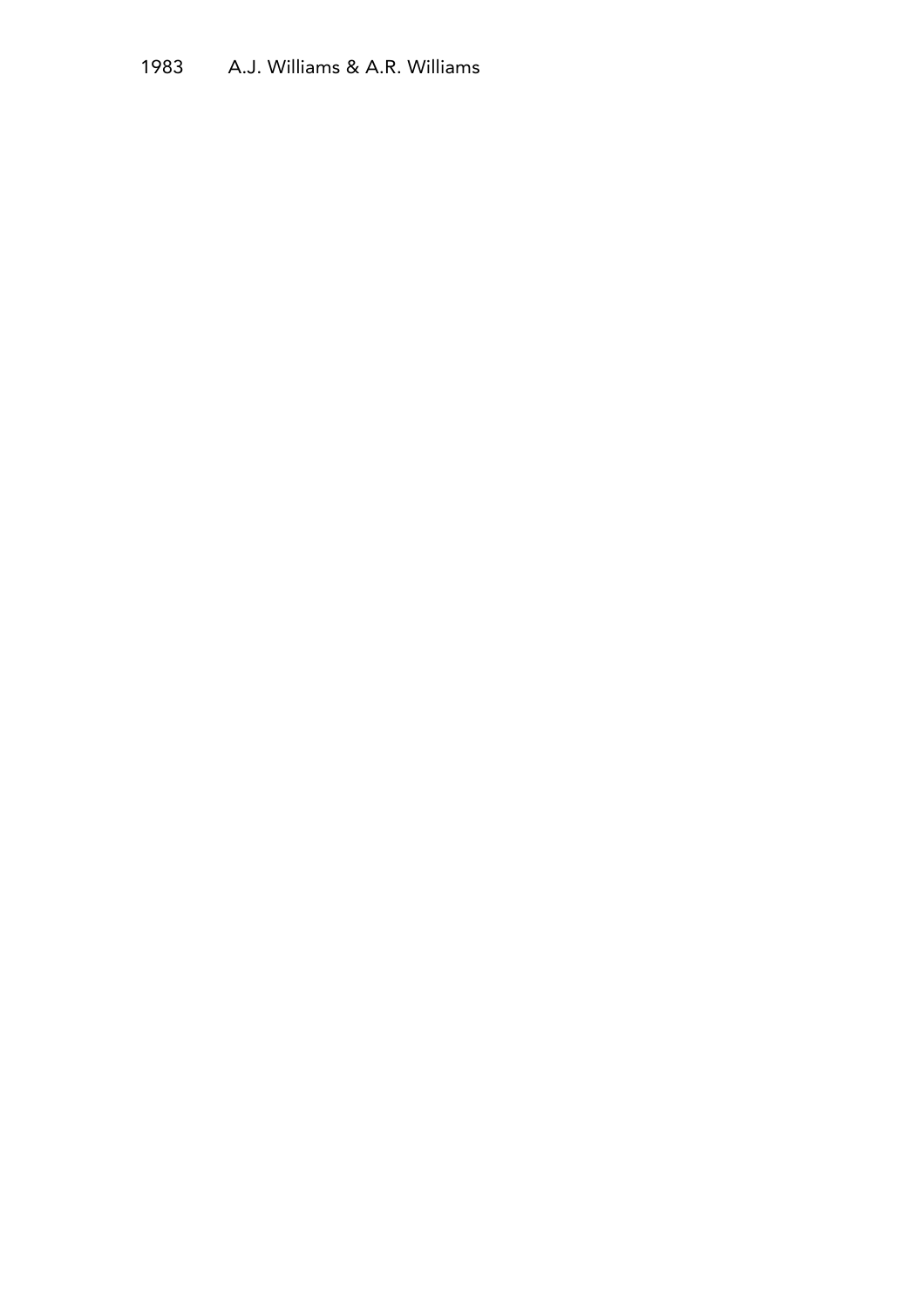1983 A.J. Williams & A.R. Williams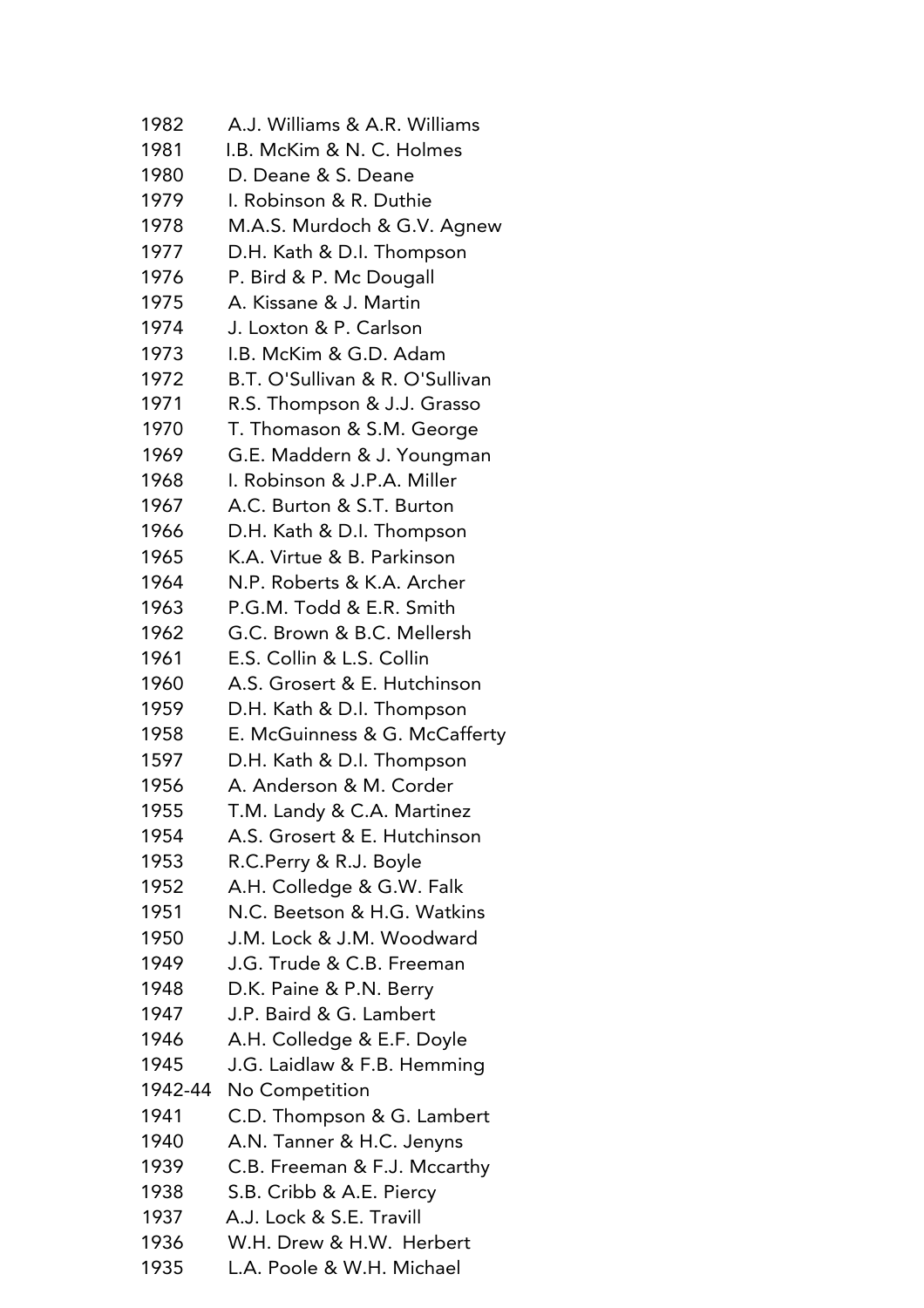| | |
|---|---|
| 1982 | A.J. Williams & A.R. Williams |
| 1981 | I.B. McKim & N. C. Holmes |
| 1980 | D. Deane & S. Deane |
| 1979 | I. Robinson & R. Duthie |
| 1978 | M.A.S. Murdoch & G.V. Agnew |
| 1977 | D.H. Kath & D.I. Thompson |
| 1976 | P. Bird & P. Mc Dougall |
| 1975 | A. Kissane & J. Martin |
| 1974 | J. Loxton & P. Carlson |
| 1973 | I.B. McKim & G.D. Adam |
| 1972 | B.T. O'Sullivan & R. O'Sullivan |
| 1971 | R.S. Thompson & J.J. Grasso |
| 1970 | T. Thomason & S.M. George |
| 1969 | G.E. Maddern & J. Youngman |
| 1968 | I. Robinson & J.P.A. Miller |
| 1967 | A.C. Burton & S.T. Burton |
| 1966 | D.H. Kath & D.I. Thompson |
| 1965 | K.A. Virtue & B. Parkinson |
| 1964 | N.P. Roberts & K.A. Archer |
| 1963 | P.G.M. Todd & E.R. Smith |
| 1962 | G.C. Brown & B.C. Mellersh |
| 1961 | E.S. Collin & L.S. Collin |
| 1960 | A.S. Grosert & E. Hutchinson |
| 1959 | D.H. Kath & D.I. Thompson |
| 1958 | E. McGuinness & G. McCafferty |
| 1597 | D.H. Kath & D.I. Thompson |
| 1956 | A. Anderson & M. Corder |
| 1955 | T.M. Landy & C.A. Martinez |
| 1954 | A.S. Grosert & E. Hutchinson |
| 1953 | R.C.Perry & R.J. Boyle |
| 1952 | A.H. Colledge & G.W. Falk |
| 1951 | N.C. Beetson & H.G. Watkins |
| 1950 | J.M. Lock & J.M. Woodward |
| 1949 | J.G. Trude & C.B. Freeman |
| 1948 | D.K. Paine & P.N. Berry |
| 1947 | J.P. Baird & G. Lambert |
| 1946 | A.H. Colledge & E.F. Doyle |
| 1945 | J.G. Laidlaw & F.B. Hemming |
| 1942-44 | No Competition |
| 1941 | C.D. Thompson & G. Lambert |
| 1940 | A.N. Tanner & H.C. Jenyns |
| 1939 | C.B. Freeman & F.J. Mccarthy |
| 1938 | S.B. Cribb & A.E. Piercy |
| 1937 | A.J. Lock & S.E. Travill |
| 1936 | W.H. Drew & H.W. Herbert |
| 1935 | L.A. Poole & W.H. Michael |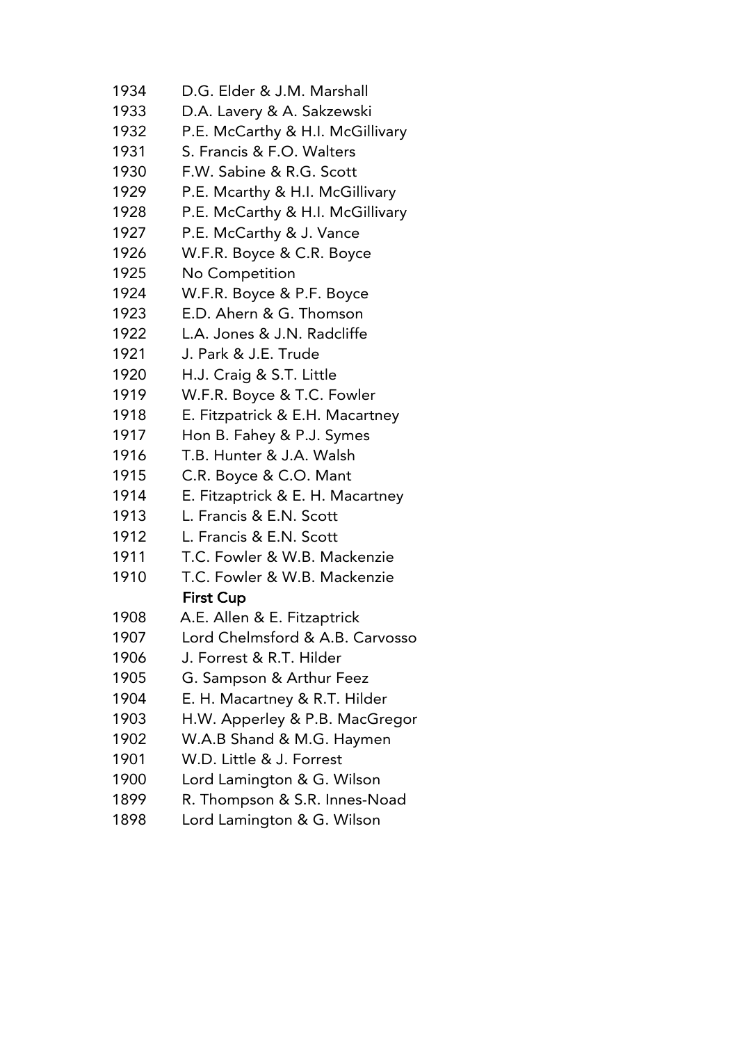| | |
|---|---|
| 1934 | D.G. Elder & J.M. Marshall |
| 1933 | D.A. Lavery & A. Sakzewski |
| 1932 | P.E. McCarthy & H.I. McGillivary |
| 1931 | S. Francis & F.O. Walters |
| 1930 | F.W. Sabine & R.G. Scott |
| 1929 | P.E. Mcarthy & H.I. McGillivary |
| 1928 | P.E. McCarthy & H.I. McGillivary |
| 1927 | P.E. McCarthy & J. Vance |
| 1926 | W.F.R. Boyce & C.R. Boyce |
| 1925 | No Competition |
| 1924 | W.F.R. Boyce & P.F. Boyce |
| 1923 | E.D. Ahern & G. Thomson |
| 1922 | L.A. Jones & J.N. Radcliffe |
| 1921 | J. Park & J.E. Trude |
| 1920 | H.J. Craig & S.T. Little |
| 1919 | W.F.R. Boyce & T.C. Fowler |
| 1918 | E. Fitzpatrick & E.H. Macartney |
| 1917 | Hon B. Fahey & P.J. Symes |
| 1916 | T.B. Hunter & J.A. Walsh |
| 1915 | C.R. Boyce & C.O. Mant |
| 1914 | E. Fitzaptrick & E. H. Macartney |
| 1913 | L. Francis & E.N. Scott |
| 1912 | L. Francis & E.N. Scott |
| 1911 | T.C. Fowler & W.B. Mackenzie |
| 1910 | T.C. Fowler & W.B. Mackenzie |
| | **First Cup** |
| 1908 | A.E. Allen & E. Fitzaptrick |
| 1907 | Lord Chelmsford & A.B. Carvosso |
| 1906 | J. Forrest & R.T. Hilder |
| 1905 | G. Sampson & Arthur Feez |
| 1904 | E. H. Macartney & R.T. Hilder |
| 1903 | H.W. Apperley & P.B. MacGregor |
| 1902 | W.A.B Shand & M.G. Haymen |
| 1901 | W.D. Little & J. Forrest |
| 1900 | Lord Lamington & G. Wilson |
| 1899 | R. Thompson & S.R. Innes-Noad |
| 1898 | Lord Lamington & G. Wilson |